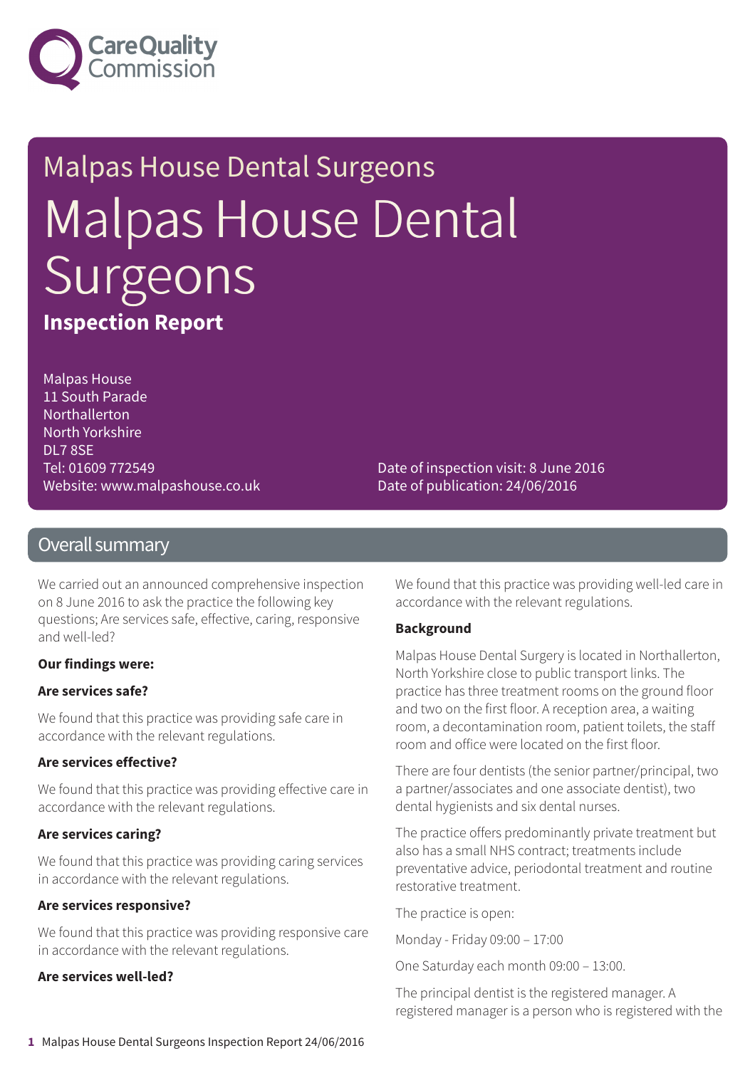Care Quality Commission

Malpas House Dental Surgeons

# Malpas House Dental Surgeons

**Inspection Report**

Malpas House
11 South Parade
Northallerton
North Yorkshire
DL7 8SE
Tel: 01609 772549
Website: www.malpashouse.co.uk

Date of inspection visit: 8 June 2016
Date of publication: 24/06/2016

## Overall summary

We carried out an announced comprehensive inspection on 8 June 2016 to ask the practice the following key questions; Are services safe, effective, caring, responsive and well-led?

**Our findings were:**

**Are services safe?**

We found that this practice was providing safe care in accordance with the relevant regulations.

**Are services effective?**

We found that this practice was providing effective care in accordance with the relevant regulations.

**Are services caring?**

We found that this practice was providing caring services in accordance with the relevant regulations.

**Are services responsive?**

We found that this practice was providing responsive care in accordance with the relevant regulations.

**Are services well-led?**

We found that this practice was providing well-led care in accordance with the relevant regulations.

**Background**

Malpas House Dental Surgery is located in Northallerton, North Yorkshire close to public transport links. The practice has three treatment rooms on the ground floor and two on the first floor. A reception area, a waiting room, a decontamination room, patient toilets, the staff room and office were located on the first floor.

There are four dentists (the senior partner/principal, two a partner/associates and one associate dentist), two dental hygienists and six dental nurses.

The practice offers predominantly private treatment but also has a small NHS contract; treatments include preventative advice, periodontal treatment and routine restorative treatment.

The practice is open:

Monday - Friday 09:00 – 17:00

One Saturday each month 09:00 – 13:00.

The principal dentist is the registered manager. A registered manager is a person who is registered with the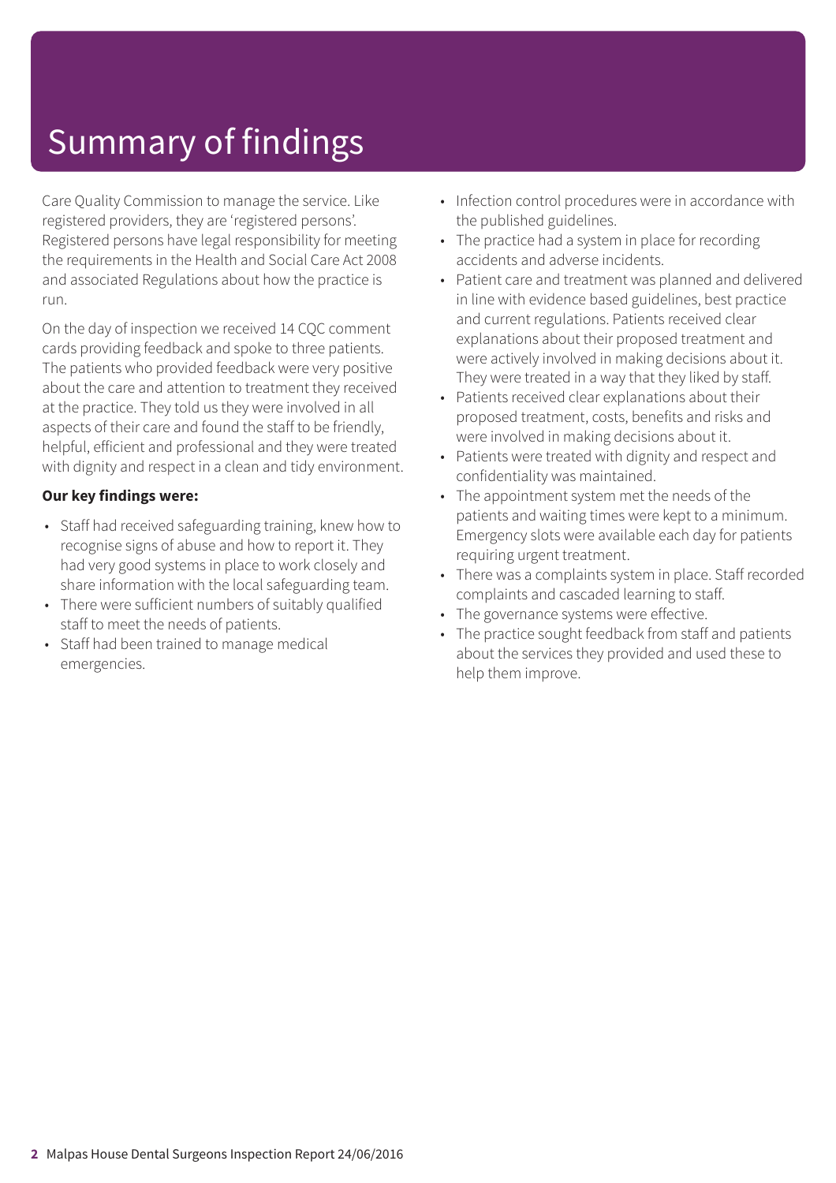# Summary of findings

Care Quality Commission to manage the service. Like registered providers, they are 'registered persons'. Registered persons have legal responsibility for meeting the requirements in the Health and Social Care Act 2008 and associated Regulations about how the practice is run.

On the day of inspection we received 14 CQC comment cards providing feedback and spoke to three patients. The patients who provided feedback were very positive about the care and attention to treatment they received at the practice. They told us they were involved in all aspects of their care and found the staff to be friendly, helpful, efficient and professional and they were treated with dignity and respect in a clean and tidy environment.

**Our key findings were:**

- Staff had received safeguarding training, knew how to recognise signs of abuse and how to report it. They had very good systems in place to work closely and share information with the local safeguarding team.
- There were sufficient numbers of suitably qualified staff to meet the needs of patients.
- Staff had been trained to manage medical emergencies.
- Infection control procedures were in accordance with the published guidelines.
- The practice had a system in place for recording accidents and adverse incidents.
- Patient care and treatment was planned and delivered in line with evidence based guidelines, best practice and current regulations. Patients received clear explanations about their proposed treatment and were actively involved in making decisions about it. They were treated in a way that they liked by staff.
- Patients received clear explanations about their proposed treatment, costs, benefits and risks and were involved in making decisions about it.
- Patients were treated with dignity and respect and confidentiality was maintained.
- The appointment system met the needs of the patients and waiting times were kept to a minimum. Emergency slots were available each day for patients requiring urgent treatment.
- There was a complaints system in place. Staff recorded complaints and cascaded learning to staff.
- The governance systems were effective.
- The practice sought feedback from staff and patients about the services they provided and used these to help them improve.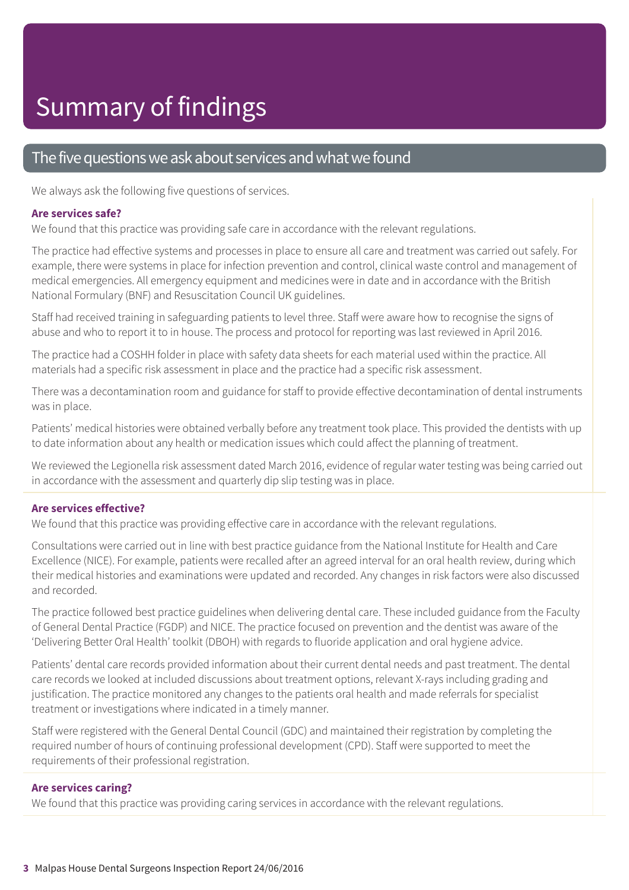# Summary of findings

## The five questions we ask about services and what we found

We always ask the following five questions of services.

### Are services safe?

We found that this practice was providing safe care in accordance with the relevant regulations.

The practice had effective systems and processes in place to ensure all care and treatment was carried out safely. For example, there were systems in place for infection prevention and control, clinical waste control and management of medical emergencies. All emergency equipment and medicines were in date and in accordance with the British National Formulary (BNF) and Resuscitation Council UK guidelines.

Staff had received training in safeguarding patients to level three. Staff were aware how to recognise the signs of abuse and who to report it to in house. The process and protocol for reporting was last reviewed in April 2016.

The practice had a COSHH folder in place with safety data sheets for each material used within the practice. All materials had a specific risk assessment in place and the practice had a specific risk assessment.

There was a decontamination room and guidance for staff to provide effective decontamination of dental instruments was in place.

Patients' medical histories were obtained verbally before any treatment took place. This provided the dentists with up to date information about any health or medication issues which could affect the planning of treatment.

We reviewed the Legionella risk assessment dated March 2016, evidence of regular water testing was being carried out in accordance with the assessment and quarterly dip slip testing was in place.

### Are services effective?

We found that this practice was providing effective care in accordance with the relevant regulations.

Consultations were carried out in line with best practice guidance from the National Institute for Health and Care Excellence (NICE). For example, patients were recalled after an agreed interval for an oral health review, during which their medical histories and examinations were updated and recorded. Any changes in risk factors were also discussed and recorded.

The practice followed best practice guidelines when delivering dental care. These included guidance from the Faculty of General Dental Practice (FGDP) and NICE. The practice focused on prevention and the dentist was aware of the 'Delivering Better Oral Health' toolkit (DBOH) with regards to fluoride application and oral hygiene advice.

Patients' dental care records provided information about their current dental needs and past treatment. The dental care records we looked at included discussions about treatment options, relevant X-rays including grading and justification. The practice monitored any changes to the patients oral health and made referrals for specialist treatment or investigations where indicated in a timely manner.

Staff were registered with the General Dental Council (GDC) and maintained their registration by completing the required number of hours of continuing professional development (CPD). Staff were supported to meet the requirements of their professional registration.

### Are services caring?

We found that this practice was providing caring services in accordance with the relevant regulations.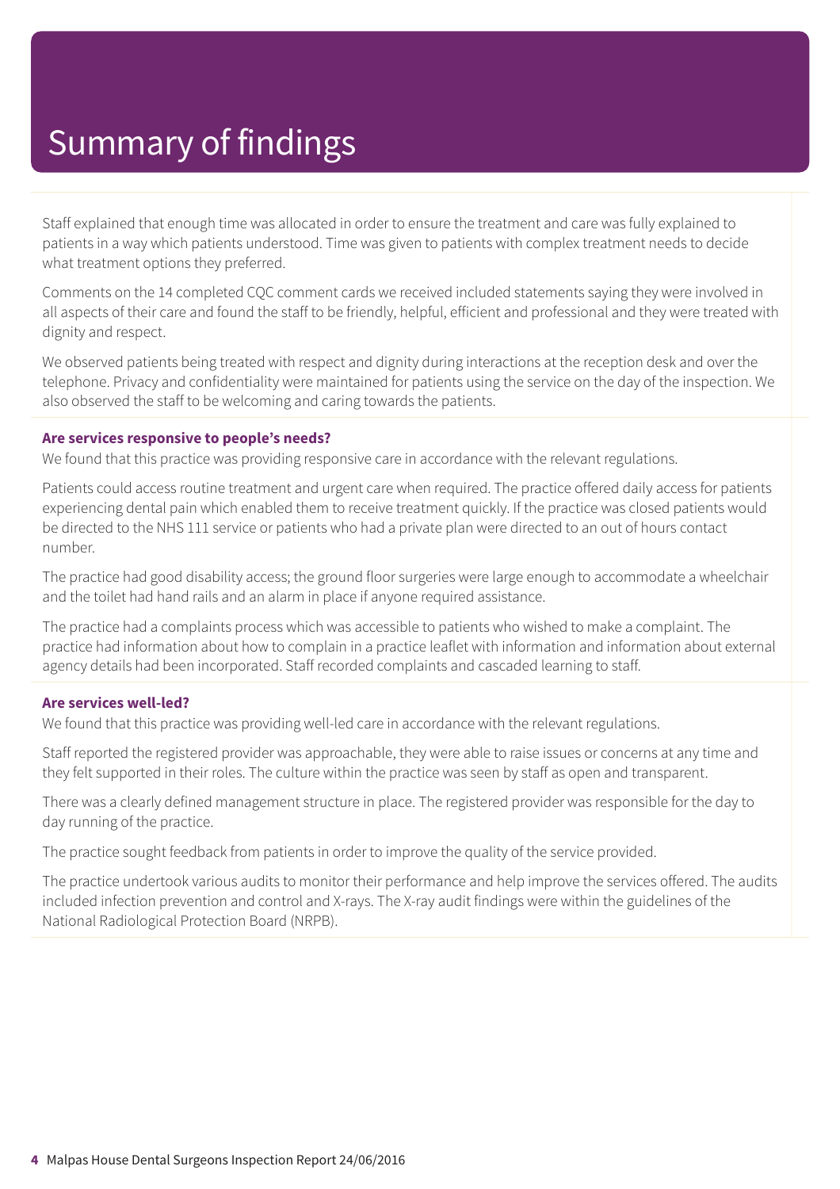# Summary of findings

Staff explained that enough time was allocated in order to ensure the treatment and care was fully explained to patients in a way which patients understood. Time was given to patients with complex treatment needs to decide what treatment options they preferred.

Comments on the 14 completed CQC comment cards we received included statements saying they were involved in all aspects of their care and found the staff to be friendly, helpful, efficient and professional and they were treated with dignity and respect.

We observed patients being treated with respect and dignity during interactions at the reception desk and over the telephone. Privacy and confidentiality were maintained for patients using the service on the day of the inspection. We also observed the staff to be welcoming and caring towards the patients.

**Are services responsive to people's needs?**

We found that this practice was providing responsive care in accordance with the relevant regulations.

Patients could access routine treatment and urgent care when required. The practice offered daily access for patients experiencing dental pain which enabled them to receive treatment quickly. If the practice was closed patients would be directed to the NHS 111 service or patients who had a private plan were directed to an out of hours contact number.

The practice had good disability access; the ground floor surgeries were large enough to accommodate a wheelchair and the toilet had hand rails and an alarm in place if anyone required assistance.

The practice had a complaints process which was accessible to patients who wished to make a complaint. The practice had information about how to complain in a practice leaflet with information and information about external agency details had been incorporated. Staff recorded complaints and cascaded learning to staff.

**Are services well-led?**

We found that this practice was providing well-led care in accordance with the relevant regulations.

Staff reported the registered provider was approachable, they were able to raise issues or concerns at any time and they felt supported in their roles. The culture within the practice was seen by staff as open and transparent.

There was a clearly defined management structure in place. The registered provider was responsible for the day to day running of the practice.

The practice sought feedback from patients in order to improve the quality of the service provided.

The practice undertook various audits to monitor their performance and help improve the services offered. The audits included infection prevention and control and X-rays. The X-ray audit findings were within the guidelines of the National Radiological Protection Board (NRPB).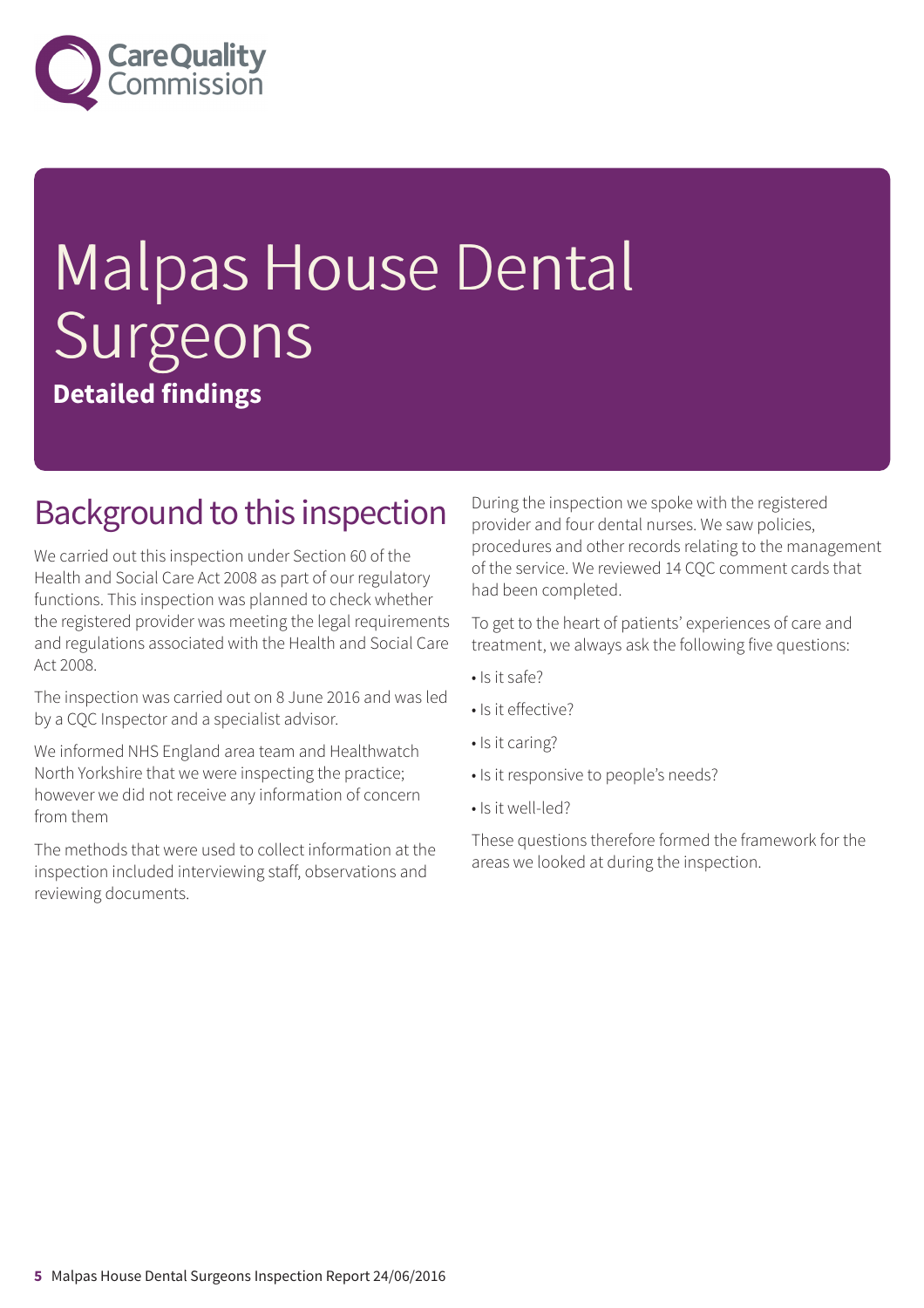# Malpas House Dental Surgeons

**Detailed findings**

## Background to this inspection

We carried out this inspection under Section 60 of the Health and Social Care Act 2008 as part of our regulatory functions. This inspection was planned to check whether the registered provider was meeting the legal requirements and regulations associated with the Health and Social Care Act 2008.

The inspection was carried out on 8 June 2016 and was led by a CQC Inspector and a specialist advisor.

We informed NHS England area team and Healthwatch North Yorkshire that we were inspecting the practice; however we did not receive any information of concern from them

The methods that were used to collect information at the inspection included interviewing staff, observations and reviewing documents.

During the inspection we spoke with the registered provider and four dental nurses. We saw policies, procedures and other records relating to the management of the service. We reviewed 14 CQC comment cards that had been completed.

To get to the heart of patients' experiences of care and treatment, we always ask the following five questions:

- Is it safe?
- Is it effective?
- Is it caring?
- Is it responsive to people's needs?
- Is it well-led?

These questions therefore formed the framework for the areas we looked at during the inspection.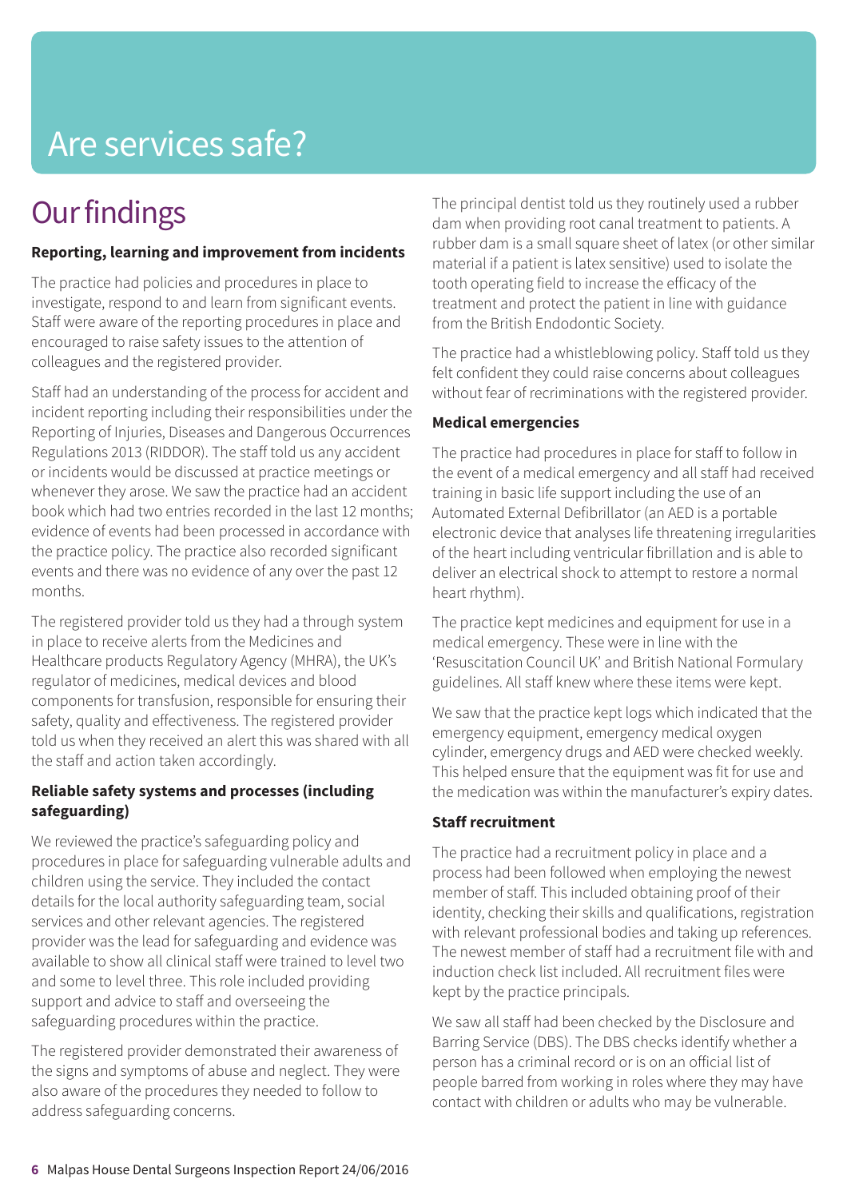# Are services safe?

## Our findings

### Reporting, learning and improvement from incidents

The practice had policies and procedures in place to investigate, respond to and learn from significant events. Staff were aware of the reporting procedures in place and encouraged to raise safety issues to the attention of colleagues and the registered provider.

Staff had an understanding of the process for accident and incident reporting including their responsibilities under the Reporting of Injuries, Diseases and Dangerous Occurrences Regulations 2013 (RIDDOR). The staff told us any accident or incidents would be discussed at practice meetings or whenever they arose. We saw the practice had an accident book which had two entries recorded in the last 12 months; evidence of events had been processed in accordance with the practice policy. The practice also recorded significant events and there was no evidence of any over the past 12 months.

The registered provider told us they had a through system in place to receive alerts from the Medicines and Healthcare products Regulatory Agency (MHRA), the UK's regulator of medicines, medical devices and blood components for transfusion, responsible for ensuring their safety, quality and effectiveness. The registered provider told us when they received an alert this was shared with all the staff and action taken accordingly.

### Reliable safety systems and processes (including safeguarding)

We reviewed the practice's safeguarding policy and procedures in place for safeguarding vulnerable adults and children using the service. They included the contact details for the local authority safeguarding team, social services and other relevant agencies. The registered provider was the lead for safeguarding and evidence was available to show all clinical staff were trained to level two and some to level three. This role included providing support and advice to staff and overseeing the safeguarding procedures within the practice.

The registered provider demonstrated their awareness of the signs and symptoms of abuse and neglect. They were also aware of the procedures they needed to follow to address safeguarding concerns.

The principal dentist told us they routinely used a rubber dam when providing root canal treatment to patients. A rubber dam is a small square sheet of latex (or other similar material if a patient is latex sensitive) used to isolate the tooth operating field to increase the efficacy of the treatment and protect the patient in line with guidance from the British Endodontic Society.

The practice had a whistleblowing policy. Staff told us they felt confident they could raise concerns about colleagues without fear of recriminations with the registered provider.

### Medical emergencies

The practice had procedures in place for staff to follow in the event of a medical emergency and all staff had received training in basic life support including the use of an Automated External Defibrillator (an AED is a portable electronic device that analyses life threatening irregularities of the heart including ventricular fibrillation and is able to deliver an electrical shock to attempt to restore a normal heart rhythm).

The practice kept medicines and equipment for use in a medical emergency. These were in line with the 'Resuscitation Council UK' and British National Formulary guidelines. All staff knew where these items were kept.

We saw that the practice kept logs which indicated that the emergency equipment, emergency medical oxygen cylinder, emergency drugs and AED were checked weekly. This helped ensure that the equipment was fit for use and the medication was within the manufacturer's expiry dates.

### Staff recruitment

The practice had a recruitment policy in place and a process had been followed when employing the newest member of staff. This included obtaining proof of their identity, checking their skills and qualifications, registration with relevant professional bodies and taking up references. The newest member of staff had a recruitment file with and induction check list included. All recruitment files were kept by the practice principals.

We saw all staff had been checked by the Disclosure and Barring Service (DBS). The DBS checks identify whether a person has a criminal record or is on an official list of people barred from working in roles where they may have contact with children or adults who may be vulnerable.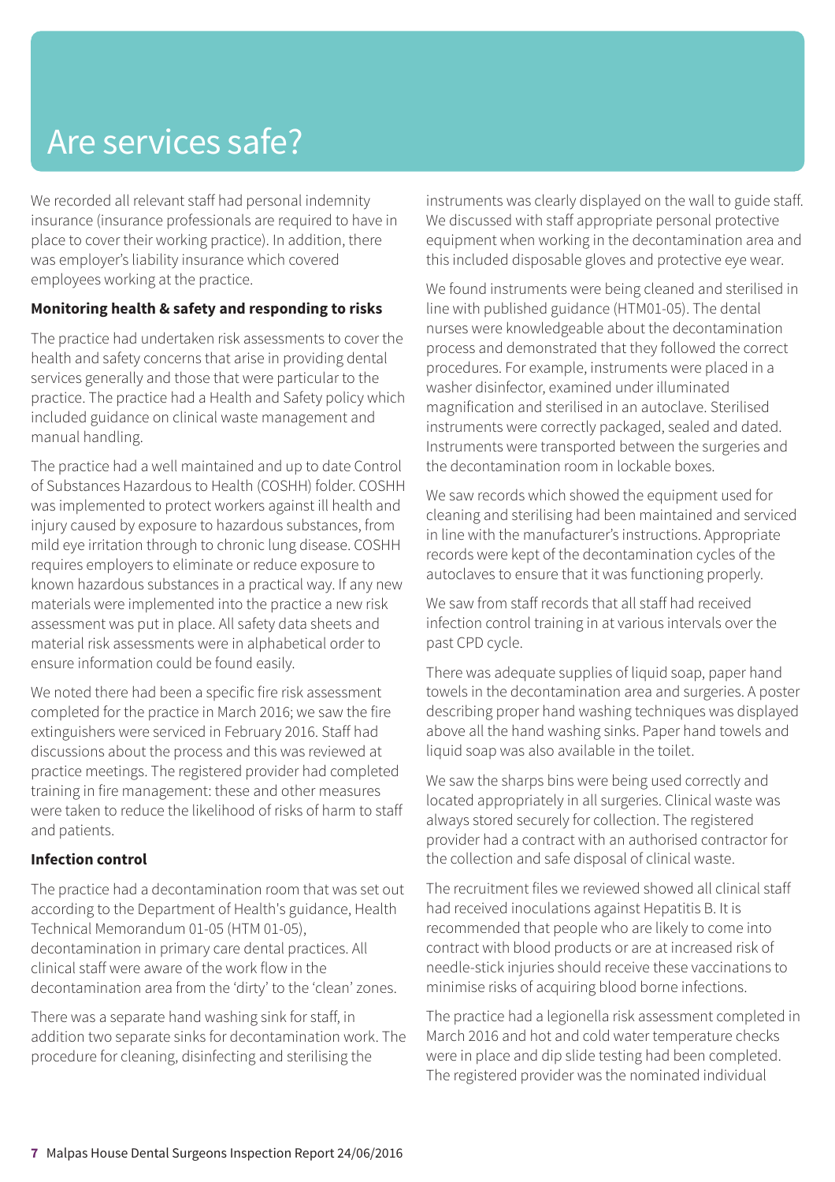# Are services safe?

We recorded all relevant staff had personal indemnity insurance (insurance professionals are required to have in place to cover their working practice). In addition, there was employer's liability insurance which covered employees working at the practice.

**Monitoring health & safety and responding to risks**

The practice had undertaken risk assessments to cover the health and safety concerns that arise in providing dental services generally and those that were particular to the practice. The practice had a Health and Safety policy which included guidance on clinical waste management and manual handling.

The practice had a well maintained and up to date Control of Substances Hazardous to Health (COSHH) folder. COSHH was implemented to protect workers against ill health and injury caused by exposure to hazardous substances, from mild eye irritation through to chronic lung disease. COSHH requires employers to eliminate or reduce exposure to known hazardous substances in a practical way. If any new materials were implemented into the practice a new risk assessment was put in place. All safety data sheets and material risk assessments were in alphabetical order to ensure information could be found easily.

We noted there had been a specific fire risk assessment completed for the practice in March 2016; we saw the fire extinguishers were serviced in February 2016. Staff had discussions about the process and this was reviewed at practice meetings. The registered provider had completed training in fire management: these and other measures were taken to reduce the likelihood of risks of harm to staff and patients.

**Infection control**

The practice had a decontamination room that was set out according to the Department of Health's guidance, Health Technical Memorandum 01-05 (HTM 01-05), decontamination in primary care dental practices. All clinical staff were aware of the work flow in the decontamination area from the 'dirty' to the 'clean' zones.

There was a separate hand washing sink for staff, in addition two separate sinks for decontamination work. The procedure for cleaning, disinfecting and sterilising the instruments was clearly displayed on the wall to guide staff. We discussed with staff appropriate personal protective equipment when working in the decontamination area and this included disposable gloves and protective eye wear.

We found instruments were being cleaned and sterilised in line with published guidance (HTM01-05). The dental nurses were knowledgeable about the decontamination process and demonstrated that they followed the correct procedures. For example, instruments were placed in a washer disinfector, examined under illuminated magnification and sterilised in an autoclave. Sterilised instruments were correctly packaged, sealed and dated. Instruments were transported between the surgeries and the decontamination room in lockable boxes.

We saw records which showed the equipment used for cleaning and sterilising had been maintained and serviced in line with the manufacturer's instructions. Appropriate records were kept of the decontamination cycles of the autoclaves to ensure that it was functioning properly.

We saw from staff records that all staff had received infection control training in at various intervals over the past CPD cycle.

There was adequate supplies of liquid soap, paper hand towels in the decontamination area and surgeries. A poster describing proper hand washing techniques was displayed above all the hand washing sinks. Paper hand towels and liquid soap was also available in the toilet.

We saw the sharps bins were being used correctly and located appropriately in all surgeries. Clinical waste was always stored securely for collection. The registered provider had a contract with an authorised contractor for the collection and safe disposal of clinical waste.

The recruitment files we reviewed showed all clinical staff had received inoculations against Hepatitis B. It is recommended that people who are likely to come into contract with blood products or are at increased risk of needle-stick injuries should receive these vaccinations to minimise risks of acquiring blood borne infections.

The practice had a legionella risk assessment completed in March 2016 and hot and cold water temperature checks were in place and dip slide testing had been completed. The registered provider was the nominated individual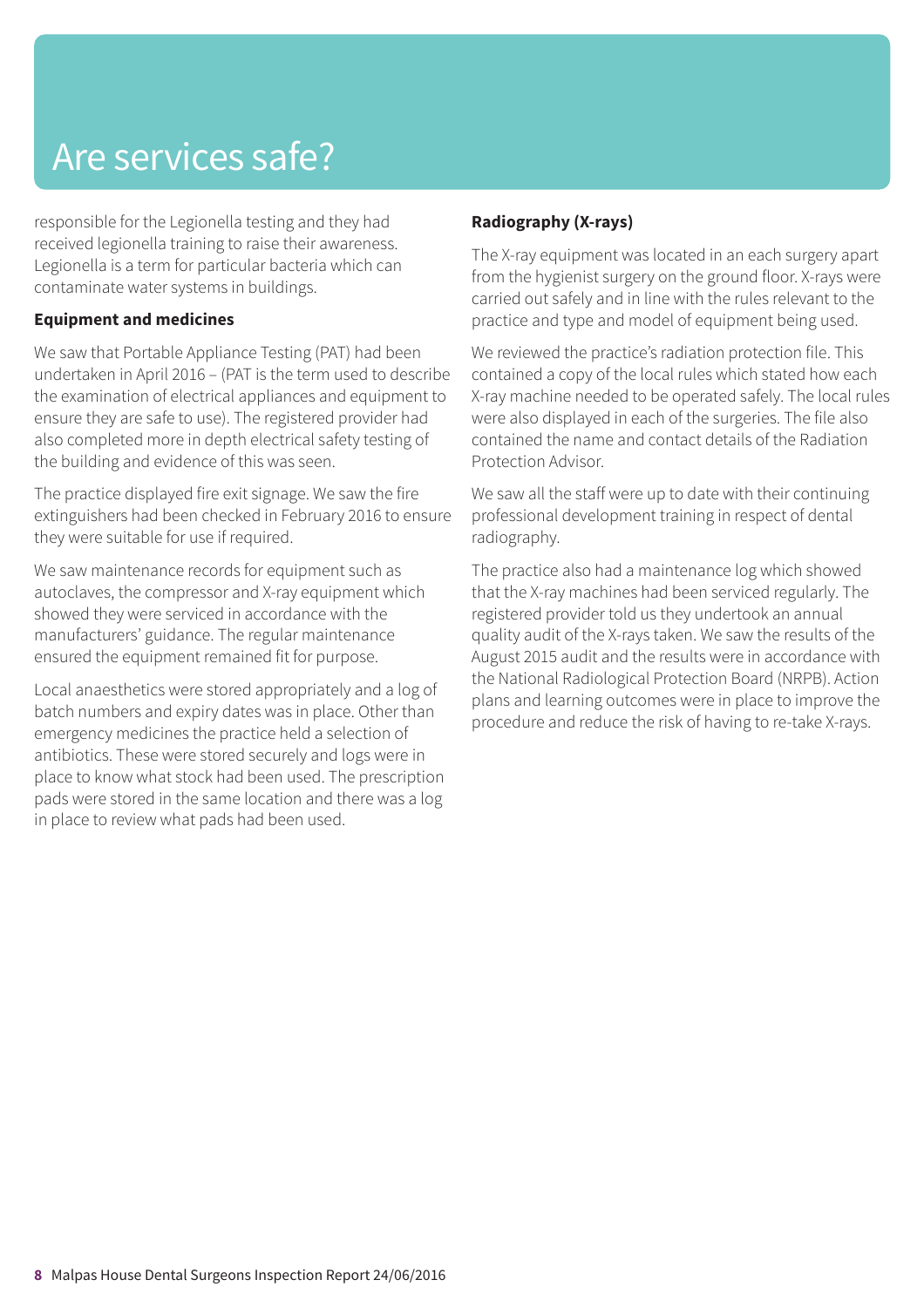# Are services safe?

responsible for the Legionella testing and they had received legionella training to raise their awareness. Legionella is a term for particular bacteria which can contaminate water systems in buildings.

**Equipment and medicines**

We saw that Portable Appliance Testing (PAT) had been undertaken in April 2016 – (PAT is the term used to describe the examination of electrical appliances and equipment to ensure they are safe to use). The registered provider had also completed more in depth electrical safety testing of the building and evidence of this was seen.

The practice displayed fire exit signage. We saw the fire extinguishers had been checked in February 2016 to ensure they were suitable for use if required.

We saw maintenance records for equipment such as autoclaves, the compressor and X-ray equipment which showed they were serviced in accordance with the manufacturers' guidance. The regular maintenance ensured the equipment remained fit for purpose.

Local anaesthetics were stored appropriately and a log of batch numbers and expiry dates was in place. Other than emergency medicines the practice held a selection of antibiotics. These were stored securely and logs were in place to know what stock had been used. The prescription pads were stored in the same location and there was a log in place to review what pads had been used.

**Radiography (X-rays)**

The X-ray equipment was located in an each surgery apart from the hygienist surgery on the ground floor. X-rays were carried out safely and in line with the rules relevant to the practice and type and model of equipment being used.

We reviewed the practice's radiation protection file. This contained a copy of the local rules which stated how each X-ray machine needed to be operated safely. The local rules were also displayed in each of the surgeries. The file also contained the name and contact details of the Radiation Protection Advisor.

We saw all the staff were up to date with their continuing professional development training in respect of dental radiography.

The practice also had a maintenance log which showed that the X-ray machines had been serviced regularly. The registered provider told us they undertook an annual quality audit of the X-rays taken. We saw the results of the August 2015 audit and the results were in accordance with the National Radiological Protection Board (NRPB). Action plans and learning outcomes were in place to improve the procedure and reduce the risk of having to re-take X-rays.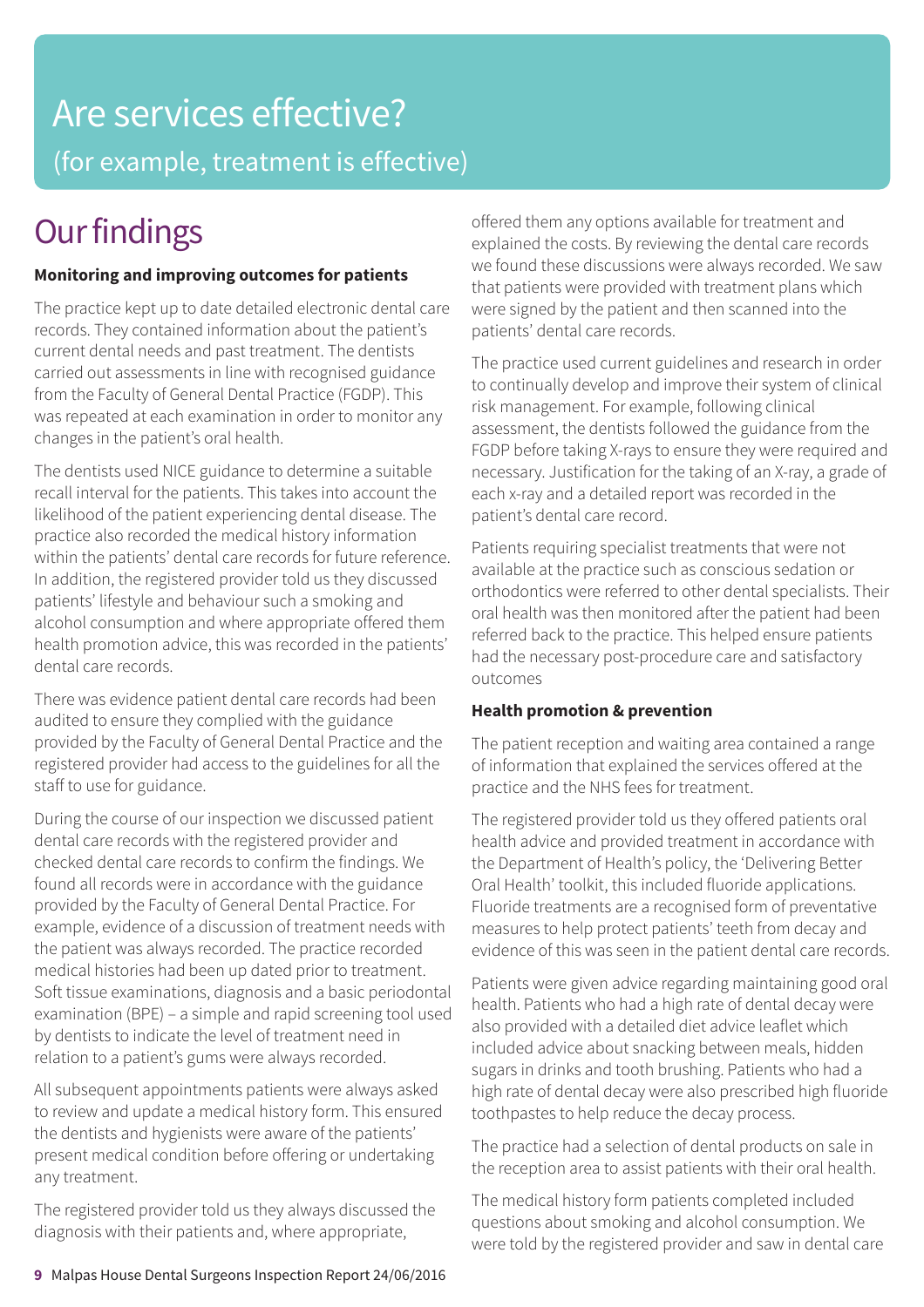# Are services effective?

(for example, treatment is effective)

## Our findings

**Monitoring and improving outcomes for patients**

The practice kept up to date detailed electronic dental care records. They contained information about the patient's current dental needs and past treatment. The dentists carried out assessments in line with recognised guidance from the Faculty of General Dental Practice (FGDP). This was repeated at each examination in order to monitor any changes in the patient's oral health.

The dentists used NICE guidance to determine a suitable recall interval for the patients. This takes into account the likelihood of the patient experiencing dental disease. The practice also recorded the medical history information within the patients' dental care records for future reference. In addition, the registered provider told us they discussed patients' lifestyle and behaviour such a smoking and alcohol consumption and where appropriate offered them health promotion advice, this was recorded in the patients' dental care records.

There was evidence patient dental care records had been audited to ensure they complied with the guidance provided by the Faculty of General Dental Practice and the registered provider had access to the guidelines for all the staff to use for guidance.

During the course of our inspection we discussed patient dental care records with the registered provider and checked dental care records to confirm the findings. We found all records were in accordance with the guidance provided by the Faculty of General Dental Practice. For example, evidence of a discussion of treatment needs with the patient was always recorded. The practice recorded medical histories had been up dated prior to treatment. Soft tissue examinations, diagnosis and a basic periodontal examination (BPE) – a simple and rapid screening tool used by dentists to indicate the level of treatment need in relation to a patient's gums were always recorded.

All subsequent appointments patients were always asked to review and update a medical history form. This ensured the dentists and hygienists were aware of the patients' present medical condition before offering or undertaking any treatment.

The registered provider told us they always discussed the diagnosis with their patients and, where appropriate, offered them any options available for treatment and explained the costs. By reviewing the dental care records we found these discussions were always recorded. We saw that patients were provided with treatment plans which were signed by the patient and then scanned into the patients' dental care records.

The practice used current guidelines and research in order to continually develop and improve their system of clinical risk management. For example, following clinical assessment, the dentists followed the guidance from the FGDP before taking X-rays to ensure they were required and necessary. Justification for the taking of an X-ray, a grade of each x-ray and a detailed report was recorded in the patient's dental care record.

Patients requiring specialist treatments that were not available at the practice such as conscious sedation or orthodontics were referred to other dental specialists. Their oral health was then monitored after the patient had been referred back to the practice. This helped ensure patients had the necessary post-procedure care and satisfactory outcomes

**Health promotion & prevention**

The patient reception and waiting area contained a range of information that explained the services offered at the practice and the NHS fees for treatment.

The registered provider told us they offered patients oral health advice and provided treatment in accordance with the Department of Health's policy, the 'Delivering Better Oral Health' toolkit, this included fluoride applications. Fluoride treatments are a recognised form of preventative measures to help protect patients' teeth from decay and evidence of this was seen in the patient dental care records.

Patients were given advice regarding maintaining good oral health. Patients who had a high rate of dental decay were also provided with a detailed diet advice leaflet which included advice about snacking between meals, hidden sugars in drinks and tooth brushing. Patients who had a high rate of dental decay were also prescribed high fluoride toothpastes to help reduce the decay process.

The practice had a selection of dental products on sale in the reception area to assist patients with their oral health.

The medical history form patients completed included questions about smoking and alcohol consumption. We were told by the registered provider and saw in dental care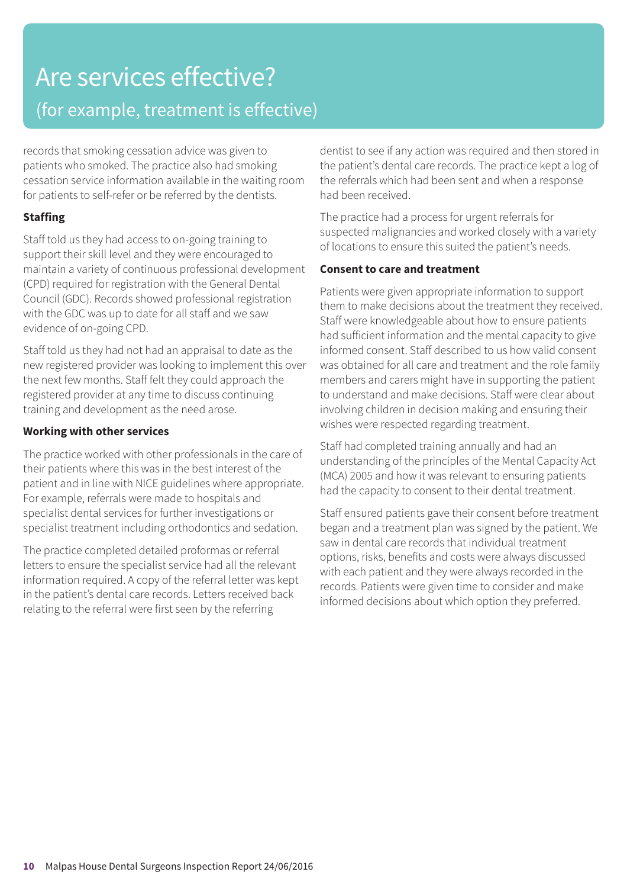# Are services effective?

## (for example, treatment is effective)

records that smoking cessation advice was given to patients who smoked. The practice also had smoking cessation service information available in the waiting room for patients to self-refer or be referred by the dentists.

**Staffing**

Staff told us they had access to on-going training to support their skill level and they were encouraged to maintain a variety of continuous professional development (CPD) required for registration with the General Dental Council (GDC). Records showed professional registration with the GDC was up to date for all staff and we saw evidence of on-going CPD.

Staff told us they had not had an appraisal to date as the new registered provider was looking to implement this over the next few months. Staff felt they could approach the registered provider at any time to discuss continuing training and development as the need arose.

**Working with other services**

The practice worked with other professionals in the care of their patients where this was in the best interest of the patient and in line with NICE guidelines where appropriate. For example, referrals were made to hospitals and specialist dental services for further investigations or specialist treatment including orthodontics and sedation.

The practice completed detailed proformas or referral letters to ensure the specialist service had all the relevant information required. A copy of the referral letter was kept in the patient's dental care records. Letters received back relating to the referral were first seen by the referring dentist to see if any action was required and then stored in the patient's dental care records. The practice kept a log of the referrals which had been sent and when a response had been received.

The practice had a process for urgent referrals for suspected malignancies and worked closely with a variety of locations to ensure this suited the patient's needs.

**Consent to care and treatment**

Patients were given appropriate information to support them to make decisions about the treatment they received. Staff were knowledgeable about how to ensure patients had sufficient information and the mental capacity to give informed consent. Staff described to us how valid consent was obtained for all care and treatment and the role family members and carers might have in supporting the patient to understand and make decisions. Staff were clear about involving children in decision making and ensuring their wishes were respected regarding treatment.

Staff had completed training annually and had an understanding of the principles of the Mental Capacity Act (MCA) 2005 and how it was relevant to ensuring patients had the capacity to consent to their dental treatment.

Staff ensured patients gave their consent before treatment began and a treatment plan was signed by the patient. We saw in dental care records that individual treatment options, risks, benefits and costs were always discussed with each patient and they were always recorded in the records. Patients were given time to consider and make informed decisions about which option they preferred.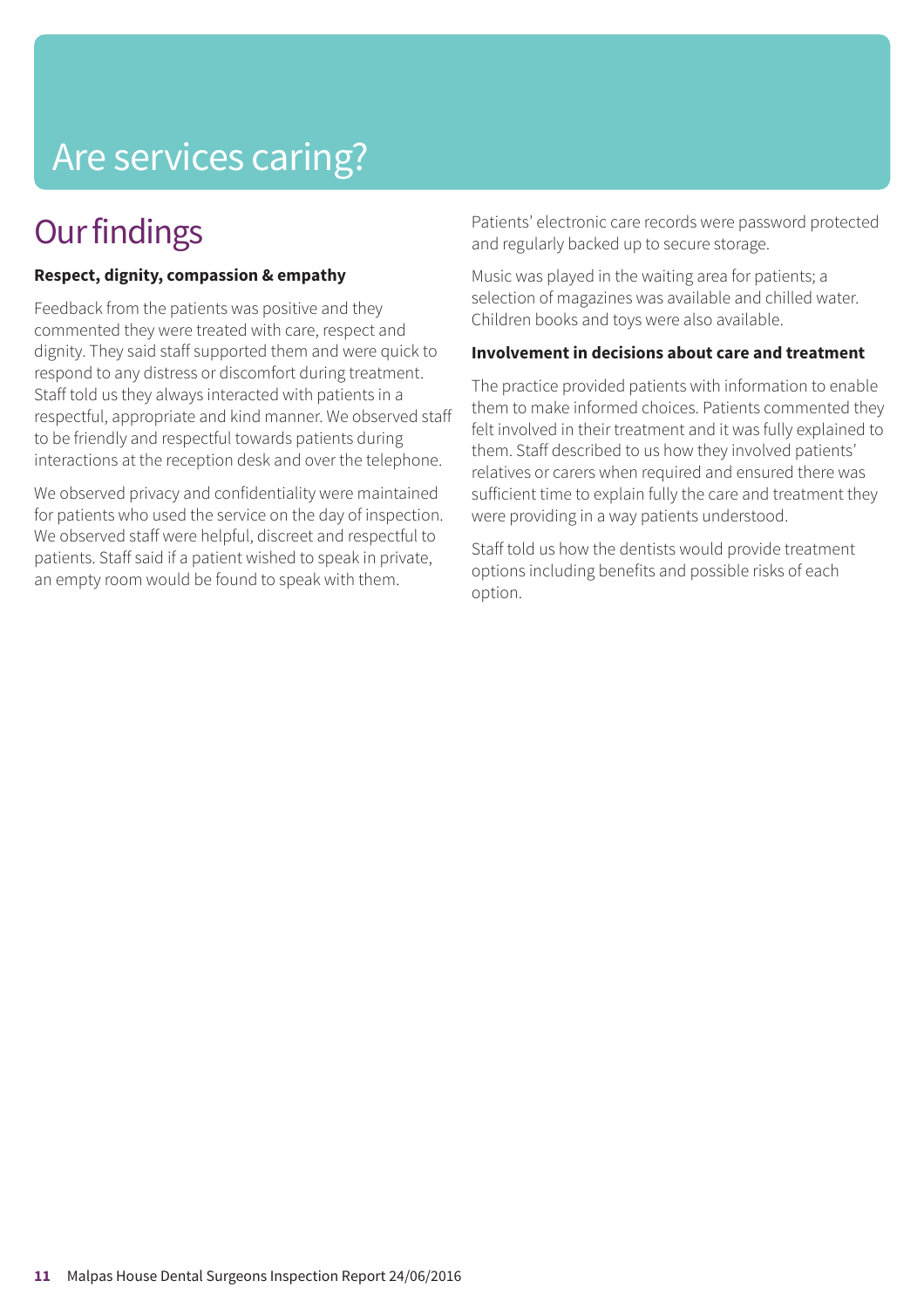# Are services caring?

## Our findings

### Respect, dignity, compassion & empathy

Feedback from the patients was positive and they commented they were treated with care, respect and dignity. They said staff supported them and were quick to respond to any distress or discomfort during treatment. Staff told us they always interacted with patients in a respectful, appropriate and kind manner. We observed staff to be friendly and respectful towards patients during interactions at the reception desk and over the telephone.

We observed privacy and confidentiality were maintained for patients who used the service on the day of inspection. We observed staff were helpful, discreet and respectful to patients. Staff said if a patient wished to speak in private, an empty room would be found to speak with them.

Patients' electronic care records were password protected and regularly backed up to secure storage.

Music was played in the waiting area for patients; a selection of magazines was available and chilled water. Children books and toys were also available.

### Involvement in decisions about care and treatment

The practice provided patients with information to enable them to make informed choices. Patients commented they felt involved in their treatment and it was fully explained to them. Staff described to us how they involved patients' relatives or carers when required and ensured there was sufficient time to explain fully the care and treatment they were providing in a way patients understood.

Staff told us how the dentists would provide treatment options including benefits and possible risks of each option.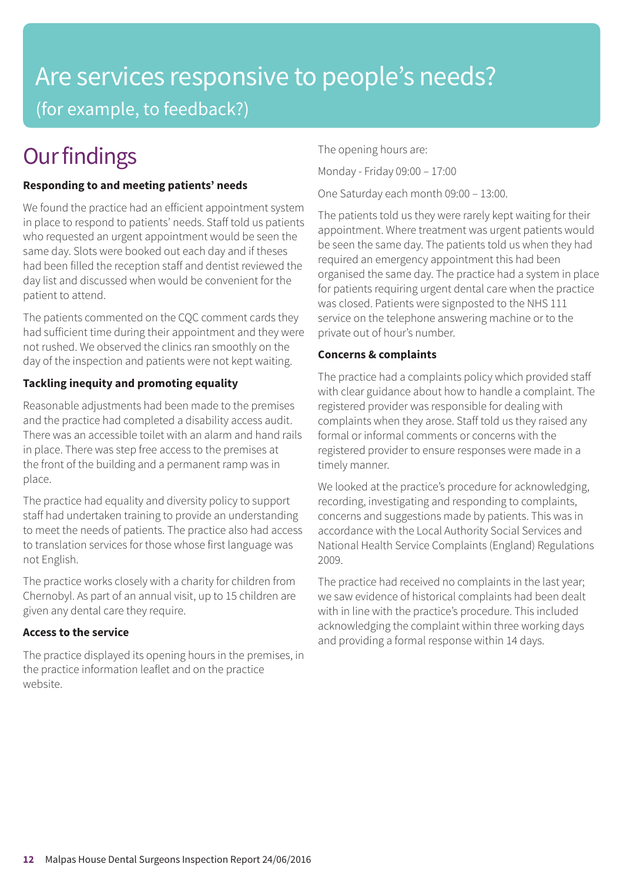# Are services responsive to people's needs?

(for example, to feedback?)

## Our findings

### Responding to and meeting patients' needs

We found the practice had an efficient appointment system in place to respond to patients' needs. Staff told us patients who requested an urgent appointment would be seen the same day. Slots were booked out each day and if theses had been filled the reception staff and dentist reviewed the day list and discussed when would be convenient for the patient to attend.

The patients commented on the CQC comment cards they had sufficient time during their appointment and they were not rushed. We observed the clinics ran smoothly on the day of the inspection and patients were not kept waiting.

### Tackling inequity and promoting equality

Reasonable adjustments had been made to the premises and the practice had completed a disability access audit. There was an accessible toilet with an alarm and hand rails in place. There was step free access to the premises at the front of the building and a permanent ramp was in place.

The practice had equality and diversity policy to support staff had undertaken training to provide an understanding to meet the needs of patients. The practice also had access to translation services for those whose first language was not English.

The practice works closely with a charity for children from Chernobyl. As part of an annual visit, up to 15 children are given any dental care they require.

### Access to the service

The practice displayed its opening hours in the premises, in the practice information leaflet and on the practice website.

The opening hours are:

Monday - Friday 09:00 – 17:00

One Saturday each month 09:00 – 13:00.

The patients told us they were rarely kept waiting for their appointment. Where treatment was urgent patients would be seen the same day. The patients told us when they had required an emergency appointment this had been organised the same day. The practice had a system in place for patients requiring urgent dental care when the practice was closed. Patients were signposted to the NHS 111 service on the telephone answering machine or to the private out of hour's number.

### Concerns & complaints

The practice had a complaints policy which provided staff with clear guidance about how to handle a complaint. The registered provider was responsible for dealing with complaints when they arose. Staff told us they raised any formal or informal comments or concerns with the registered provider to ensure responses were made in a timely manner.

We looked at the practice's procedure for acknowledging, recording, investigating and responding to complaints, concerns and suggestions made by patients. This was in accordance with the Local Authority Social Services and National Health Service Complaints (England) Regulations 2009.

The practice had received no complaints in the last year; we saw evidence of historical complaints had been dealt with in line with the practice's procedure. This included acknowledging the complaint within three working days and providing a formal response within 14 days.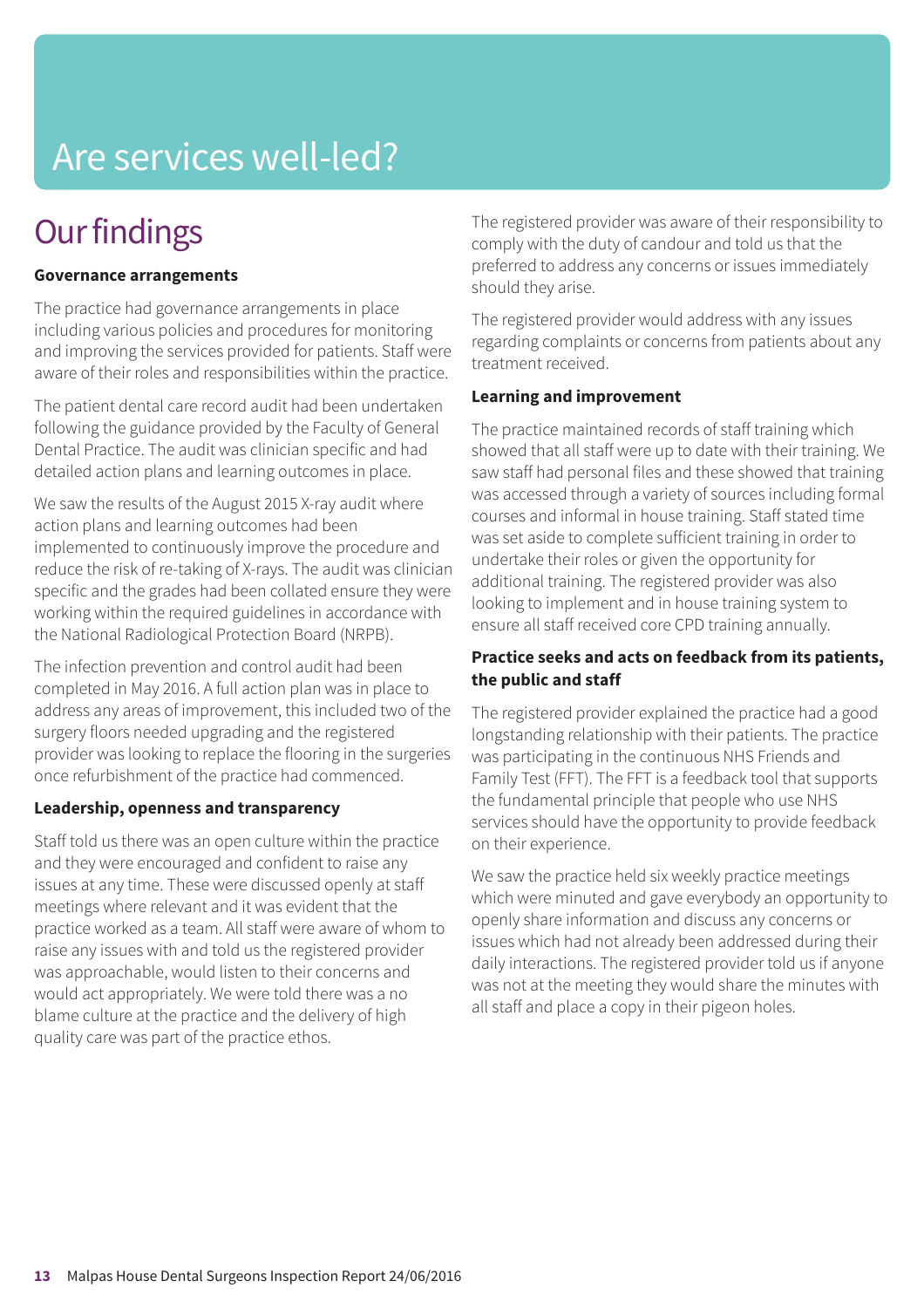# Are services well-led?

## Our findings

**Governance arrangements**

The practice had governance arrangements in place including various policies and procedures for monitoring and improving the services provided for patients. Staff were aware of their roles and responsibilities within the practice.

The patient dental care record audit had been undertaken following the guidance provided by the Faculty of General Dental Practice. The audit was clinician specific and had detailed action plans and learning outcomes in place.

We saw the results of the August 2015 X-ray audit where action plans and learning outcomes had been implemented to continuously improve the procedure and reduce the risk of re-taking of X-rays. The audit was clinician specific and the grades had been collated ensure they were working within the required guidelines in accordance with the National Radiological Protection Board (NRPB).

The infection prevention and control audit had been completed in May 2016. A full action plan was in place to address any areas of improvement, this included two of the surgery floors needed upgrading and the registered provider was looking to replace the flooring in the surgeries once refurbishment of the practice had commenced.

**Leadership, openness and transparency**

Staff told us there was an open culture within the practice and they were encouraged and confident to raise any issues at any time. These were discussed openly at staff meetings where relevant and it was evident that the practice worked as a team. All staff were aware of whom to raise any issues with and told us the registered provider was approachable, would listen to their concerns and would act appropriately. We were told there was a no blame culture at the practice and the delivery of high quality care was part of the practice ethos.

The registered provider was aware of their responsibility to comply with the duty of candour and told us that the preferred to address any concerns or issues immediately should they arise.

The registered provider would address with any issues regarding complaints or concerns from patients about any treatment received.

**Learning and improvement**

The practice maintained records of staff training which showed that all staff were up to date with their training. We saw staff had personal files and these showed that training was accessed through a variety of sources including formal courses and informal in house training. Staff stated time was set aside to complete sufficient training in order to undertake their roles or given the opportunity for additional training. The registered provider was also looking to implement and in house training system to ensure all staff received core CPD training annually.

**Practice seeks and acts on feedback from its patients, the public and staff**

The registered provider explained the practice had a good longstanding relationship with their patients. The practice was participating in the continuous NHS Friends and Family Test (FFT). The FFT is a feedback tool that supports the fundamental principle that people who use NHS services should have the opportunity to provide feedback on their experience.

We saw the practice held six weekly practice meetings which were minuted and gave everybody an opportunity to openly share information and discuss any concerns or issues which had not already been addressed during their daily interactions. The registered provider told us if anyone was not at the meeting they would share the minutes with all staff and place a copy in their pigeon holes.